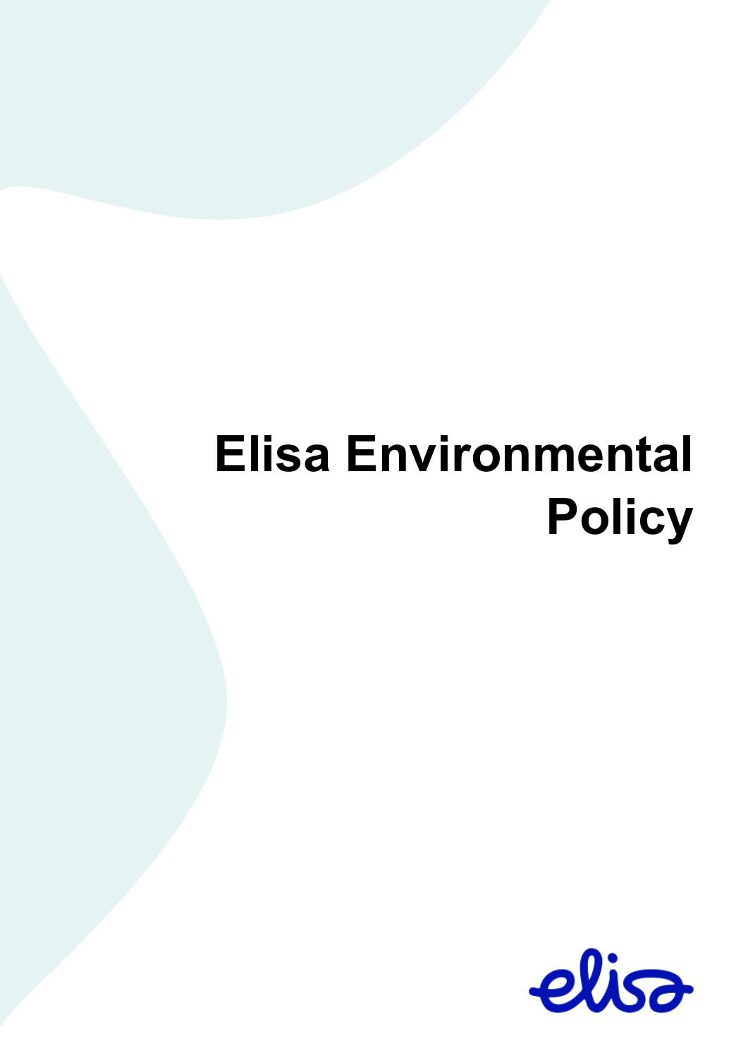# Elisa Environmental Policy

elisa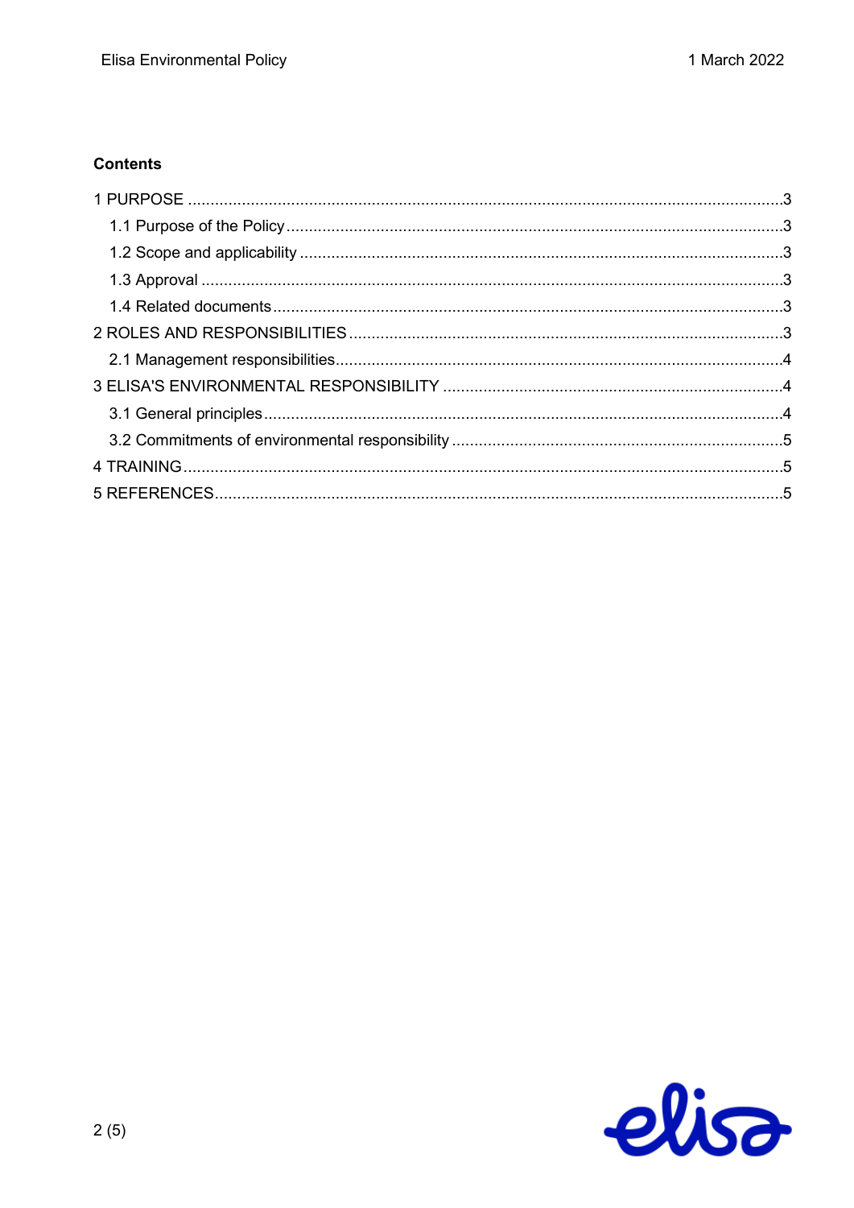**Contents**

1 PURPOSE .....................................................................................................................3

- 1.1 Purpose of the Policy.............................................................................................3
- 1.2 Scope and applicability ..........................................................................................3
- 1.3 Approval ................................................................................................................3
- 1.4 Related documents.................................................................................................3

2 ROLES AND RESPONSIBILITIES ...............................................................................3

- 2.1 Management responsibilities...................................................................................4

3 ELISA'S ENVIRONMENTAL RESPONSIBILITY ...........................................................4

- 3.1 General principles...................................................................................................4
- 3.2 Commitments of environmental responsibility .........................................................5

4 TRAINING.....................................................................................................................5

5 REFERENCES..............................................................................................................5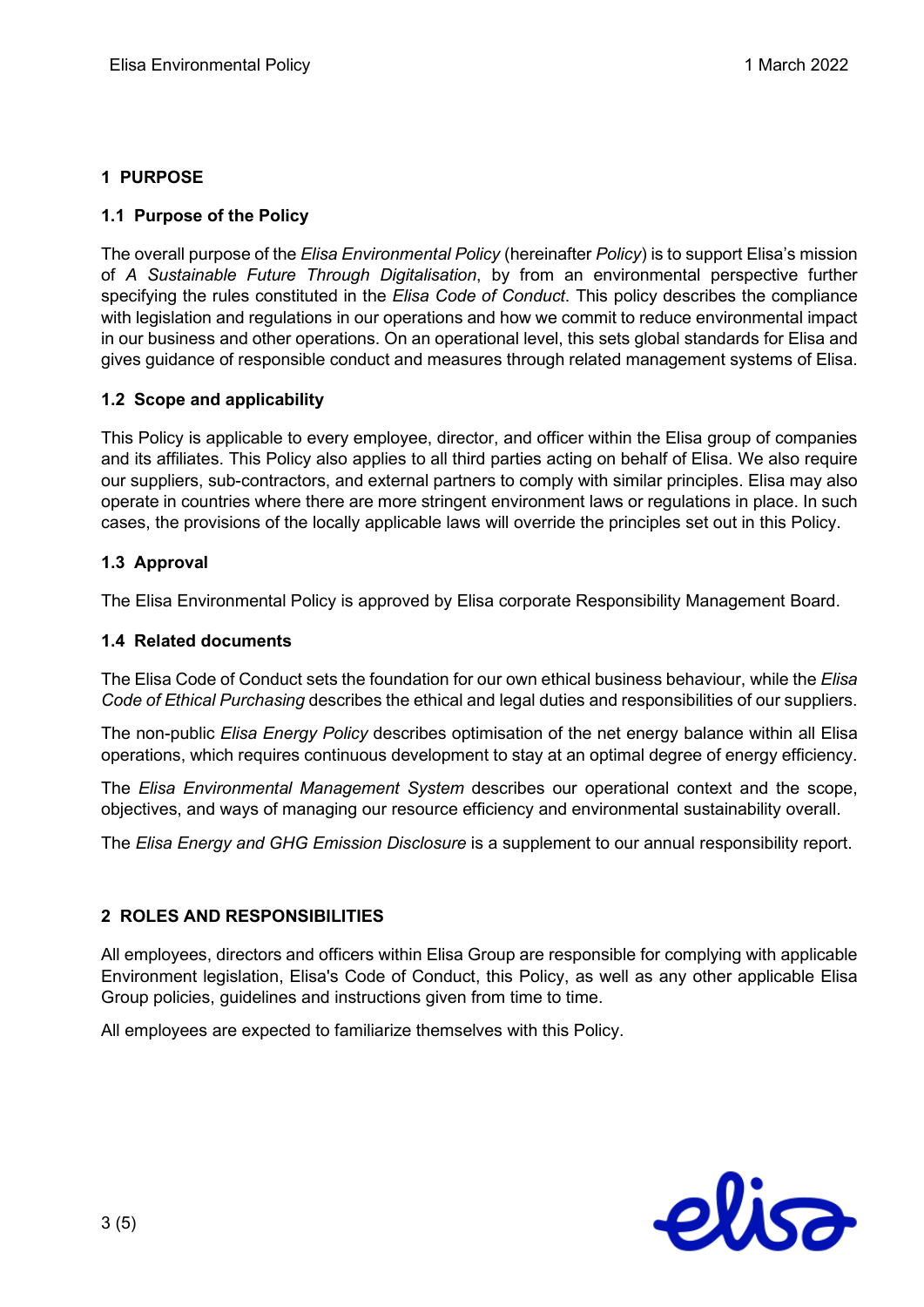## 1 PURPOSE

### 1.1 Purpose of the Policy

The overall purpose of the *Elisa Environmental Policy* (hereinafter *Policy*) is to support Elisa's mission of *A Sustainable Future Through Digitalisation*, by from an environmental perspective further specifying the rules constituted in the *Elisa Code of Conduct*. This policy describes the compliance with legislation and regulations in our operations and how we commit to reduce environmental impact in our business and other operations. On an operational level, this sets global standards for Elisa and gives guidance of responsible conduct and measures through related management systems of Elisa.

### 1.2 Scope and applicability

This Policy is applicable to every employee, director, and officer within the Elisa group of companies and its affiliates. This Policy also applies to all third parties acting on behalf of Elisa. We also require our suppliers, sub-contractors, and external partners to comply with similar principles. Elisa may also operate in countries where there are more stringent environment laws or regulations in place. In such cases, the provisions of the locally applicable laws will override the principles set out in this Policy.

### 1.3 Approval

The Elisa Environmental Policy is approved by Elisa corporate Responsibility Management Board.

### 1.4 Related documents

The Elisa Code of Conduct sets the foundation for our own ethical business behaviour, while the *Elisa Code of Ethical Purchasing* describes the ethical and legal duties and responsibilities of our suppliers.

The non-public *Elisa Energy Policy* describes optimisation of the net energy balance within all Elisa operations, which requires continuous development to stay at an optimal degree of energy efficiency.

The *Elisa Environmental Management System* describes our operational context and the scope, objectives, and ways of managing our resource efficiency and environmental sustainability overall.

The *Elisa Energy and GHG Emission Disclosure* is a supplement to our annual responsibility report.

## 2 ROLES AND RESPONSIBILITIES

All employees, directors and officers within Elisa Group are responsible for complying with applicable Environment legislation, Elisa's Code of Conduct, this Policy, as well as any other applicable Elisa Group policies, guidelines and instructions given from time to time.

All employees are expected to familiarize themselves with this Policy.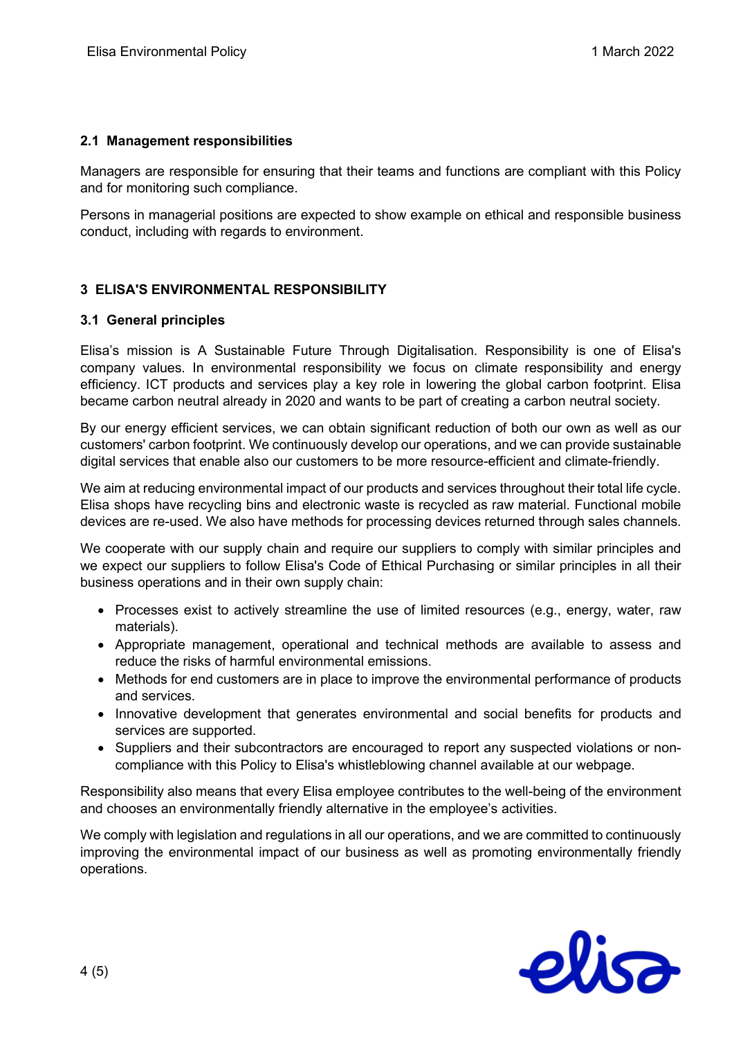### 2.1 Management responsibilities

Managers are responsible for ensuring that their teams and functions are compliant with this Policy and for monitoring such compliance.

Persons in managerial positions are expected to show example on ethical and responsible business conduct, including with regards to environment.

## 3 ELISA'S ENVIRONMENTAL RESPONSIBILITY

### 3.1 General principles

Elisa's mission is A Sustainable Future Through Digitalisation. Responsibility is one of Elisa's company values. In environmental responsibility we focus on climate responsibility and energy efficiency. ICT products and services play a key role in lowering the global carbon footprint. Elisa became carbon neutral already in 2020 and wants to be part of creating a carbon neutral society.

By our energy efficient services, we can obtain significant reduction of both our own as well as our customers' carbon footprint. We continuously develop our operations, and we can provide sustainable digital services that enable also our customers to be more resource-efficient and climate-friendly.

We aim at reducing environmental impact of our products and services throughout their total life cycle. Elisa shops have recycling bins and electronic waste is recycled as raw material. Functional mobile devices are re-used. We also have methods for processing devices returned through sales channels.

We cooperate with our supply chain and require our suppliers to comply with similar principles and we expect our suppliers to follow Elisa's Code of Ethical Purchasing or similar principles in all their business operations and in their own supply chain:

- Processes exist to actively streamline the use of limited resources (e.g., energy, water, raw materials).
- Appropriate management, operational and technical methods are available to assess and reduce the risks of harmful environmental emissions.
- Methods for end customers are in place to improve the environmental performance of products and services.
- Innovative development that generates environmental and social benefits for products and services are supported.
- Suppliers and their subcontractors are encouraged to report any suspected violations or non-compliance with this Policy to Elisa's whistleblowing channel available at our webpage.

Responsibility also means that every Elisa employee contributes to the well-being of the environment and chooses an environmentally friendly alternative in the employee's activities.

We comply with legislation and regulations in all our operations, and we are committed to continuously improving the environmental impact of our business as well as promoting environmentally friendly operations.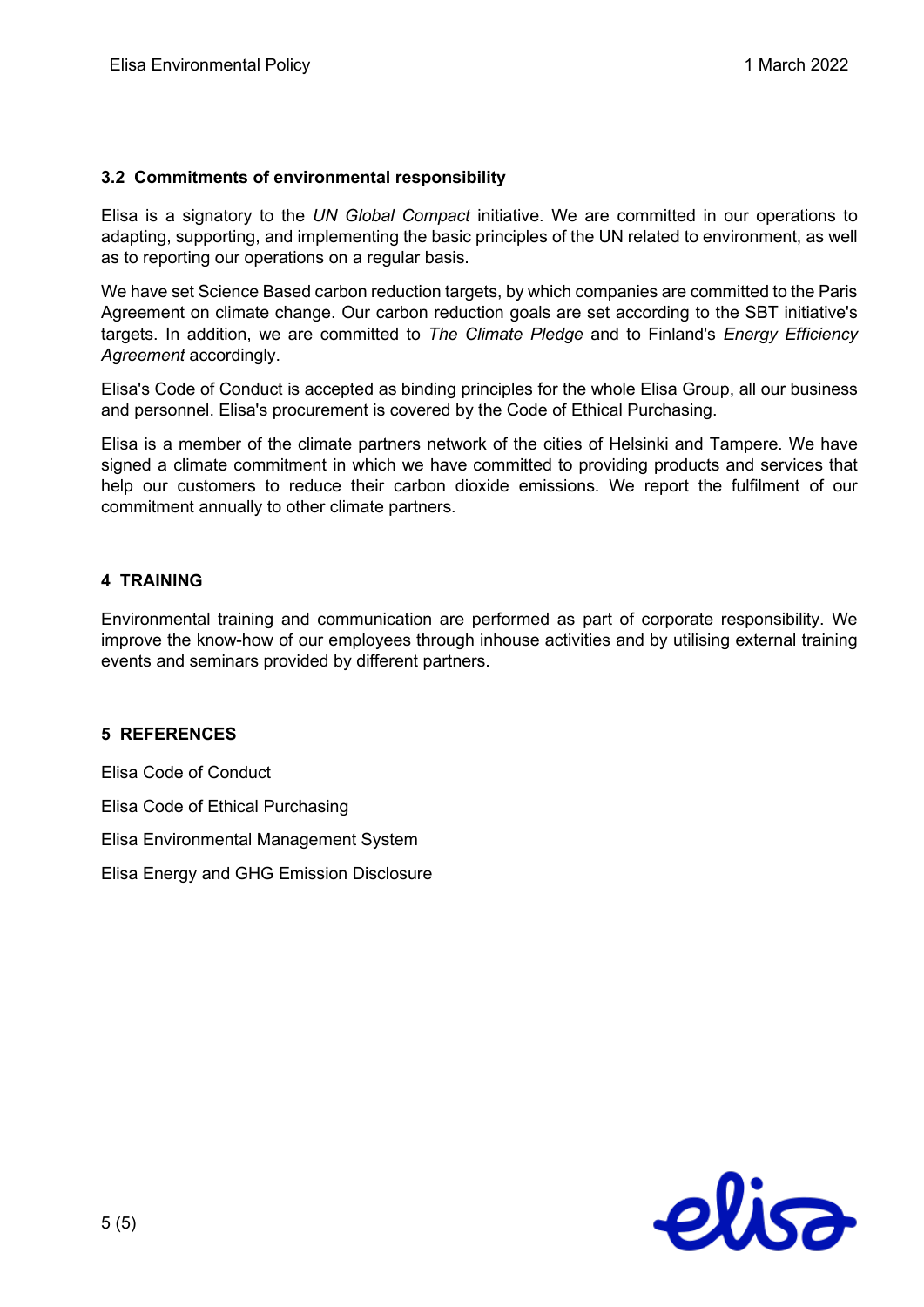### 3.2 Commitments of environmental responsibility

Elisa is a signatory to the *UN Global Compact* initiative. We are committed in our operations to adapting, supporting, and implementing the basic principles of the UN related to environment, as well as to reporting our operations on a regular basis.

We have set Science Based carbon reduction targets, by which companies are committed to the Paris Agreement on climate change. Our carbon reduction goals are set according to the SBT initiative's targets. In addition, we are committed to *The Climate Pledge* and to Finland's *Energy Efficiency Agreement* accordingly.

Elisa's Code of Conduct is accepted as binding principles for the whole Elisa Group, all our business and personnel. Elisa's procurement is covered by the Code of Ethical Purchasing.

Elisa is a member of the climate partners network of the cities of Helsinki and Tampere. We have signed a climate commitment in which we have committed to providing products and services that help our customers to reduce their carbon dioxide emissions. We report the fulfilment of our commitment annually to other climate partners.

## 4 TRAINING

Environmental training and communication are performed as part of corporate responsibility. We improve the know-how of our employees through inhouse activities and by utilising external training events and seminars provided by different partners.

## 5 REFERENCES

Elisa Code of Conduct

Elisa Code of Ethical Purchasing

Elisa Environmental Management System

Elisa Energy and GHG Emission Disclosure